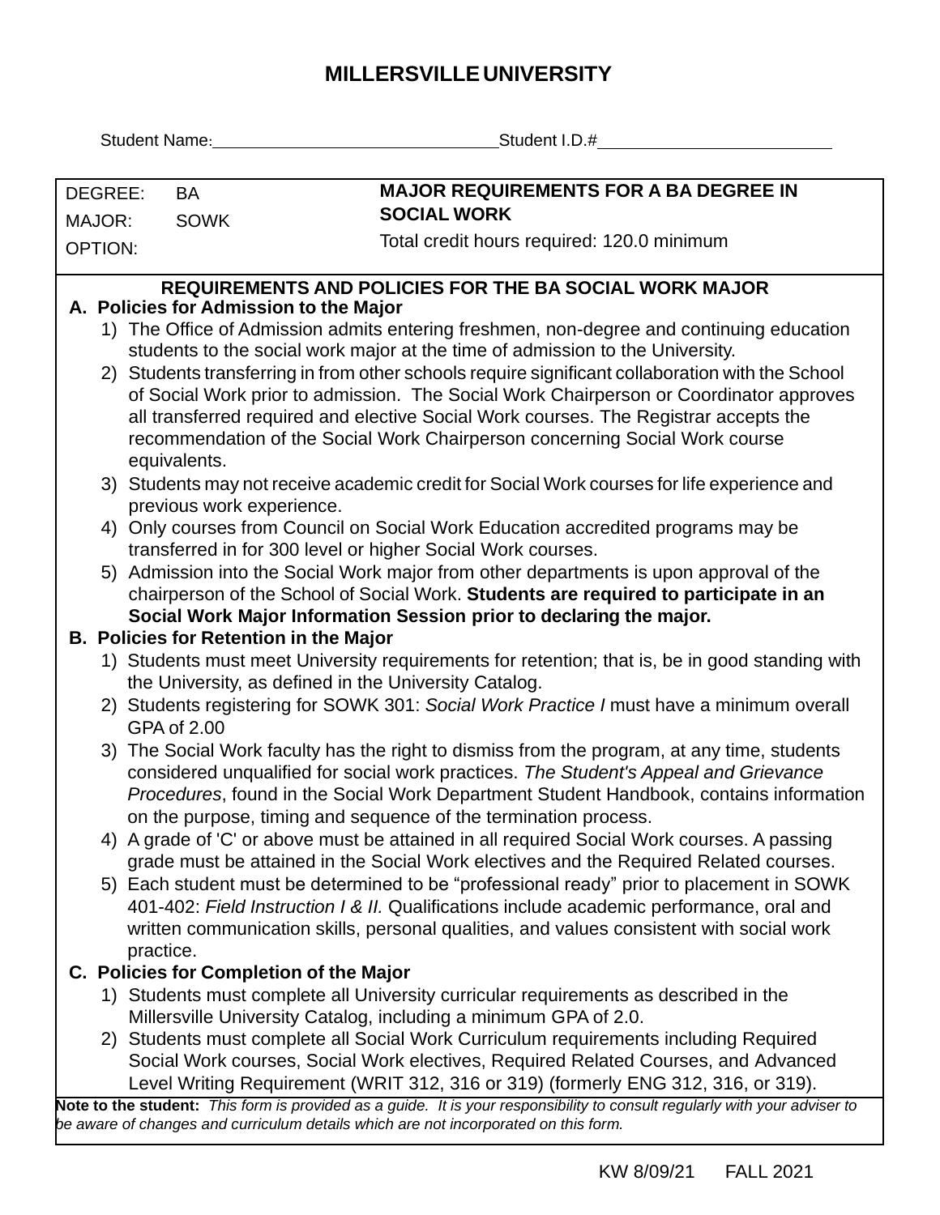# MILLERSVILLE UNIVERSITY

Student Name:_______________________________ Student I.D.#_________________________

| DEGREE: BA | **MAJOR REQUIREMENTS FOR A BA DEGREE IN SOCIAL WORK** |
|---|---|
| MAJOR: SOWK | Total credit hours required: 120.0 minimum |
| OPTION: | |

## REQUIREMENTS AND POLICIES FOR THE BA SOCIAL WORK MAJOR

**A. Policies for Admission to the Major**

1) The Office of Admission admits entering freshmen, non-degree and continuing education students to the social work major at the time of admission to the University.
2) Students transferring in from other schools require significant collaboration with the School of Social Work prior to admission. The Social Work Chairperson or Coordinator approves all transferred required and elective Social Work courses. The Registrar accepts the recommendation of the Social Work Chairperson concerning Social Work course equivalents.
3) Students may not receive academic credit for Social Work courses for life experience and previous work experience.
4) Only courses from Council on Social Work Education accredited programs may be transferred in for 300 level or higher Social Work courses.
5) Admission into the Social Work major from other departments is upon approval of the chairperson of the School of Social Work. **Students are required to participate in an Social Work Major Information Session prior to declaring the major.**

**B. Policies for Retention in the Major**

1) Students must meet University requirements for retention; that is, be in good standing with the University, as defined in the University Catalog.
2) Students registering for SOWK 301: *Social Work Practice I* must have a minimum overall GPA of 2.00
3) The Social Work faculty has the right to dismiss from the program, at any time, students considered unqualified for social work practices. *The Student's Appeal and Grievance Procedures*, found in the Social Work Department Student Handbook, contains information on the purpose, timing and sequence of the termination process.
4) A grade of 'C' or above must be attained in all required Social Work courses. A passing grade must be attained in the Social Work electives and the Required Related courses.
5) Each student must be determined to be "professional ready" prior to placement in SOWK 401-402: *Field Instruction I & II.* Qualifications include academic performance, oral and written communication skills, personal qualities, and values consistent with social work practice.

**C. Policies for Completion of the Major**

1) Students must complete all University curricular requirements as described in the Millersville University Catalog, including a minimum GPA of 2.0.
2) Students must complete all Social Work Curriculum requirements including Required Social Work courses, Social Work electives, Required Related Courses, and Advanced Level Writing Requirement (WRIT 312, 316 or 319) (formerly ENG 312, 316, or 319).

**Note to the student:** *This form is provided as a guide. It is your responsibility to consult regularly with your adviser to be aware of changes and curriculum details which are not incorporated on this form.*

KW 8/09/21 FALL 2021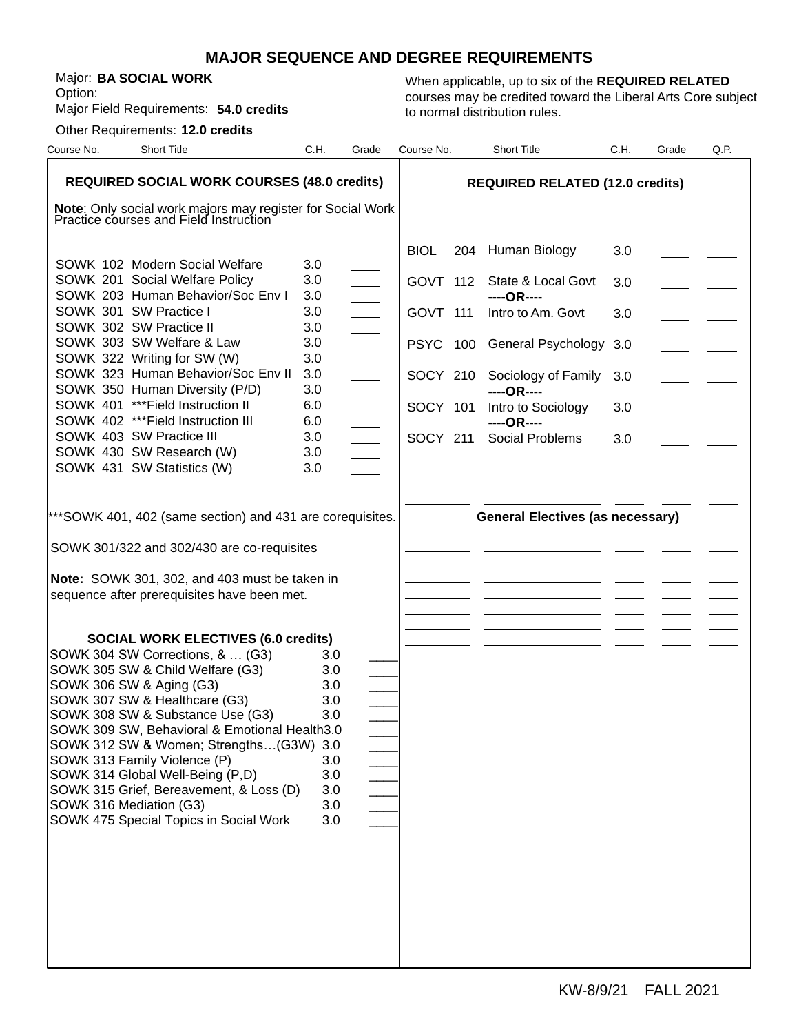# MAJOR SEQUENCE AND DEGREE REQUIREMENTS

Major: **BA SOCIAL WORK**
Option:
Major Field Requirements: **54.0 credits**
Other Requirements: **12.0 credits**

When applicable, up to six of the **REQUIRED RELATED** courses may be credited toward the Liberal Arts Core subject to normal distribution rules.

## REQUIRED SOCIAL WORK COURSES (48.0 credits)

**Note**: Only social work majors may register for Social Work Practice courses and Field Instruction

| Course No. | Short Title | C.H. | Grade |
|---|---|---|---|
| SOWK 102 | Modern Social Welfare | 3.0 | ____ |
| SOWK 201 | Social Welfare Policy | 3.0 | ____ |
| SOWK 203 | Human Behavior/Soc Env I | 3.0 | ____ |
| SOWK 301 | SW Practice I | 3.0 | ____ |
| SOWK 302 | SW Practice II | 3.0 | ____ |
| SOWK 303 | SW Welfare & Law | 3.0 | ____ |
| SOWK 322 | Writing for SW (W) | 3.0 | ____ |
| SOWK 323 | Human Behavior/Soc Env II | 3.0 | ____ |
| SOWK 350 | Human Diversity (P/D) | 3.0 | ____ |
| SOWK 401 | ***Field Instruction II | 6.0 | ____ |
| SOWK 402 | ***Field Instruction III | 6.0 | ____ |
| SOWK 403 | SW Practice III | 3.0 | ____ |
| SOWK 430 | SW Research (W) | 3.0 | ____ |
| SOWK 431 | SW Statistics (W) | 3.0 | ____ |

***SOWK 401, 402 (same section) and 431 are corequisites.

SOWK 301/322 and 302/430 are co-requisites

**Note:** SOWK 301, 302, and 403 must be taken in sequence after prerequisites have been met.

## SOCIAL WORK ELECTIVES (6.0 credits)

| Course No. | Short Title | C.H. | Grade |
|---|---|---|---|
| SOWK 304 | SW Corrections, & … (G3) | 3.0 | ____ |
| SOWK 305 | SW & Child Welfare (G3) | 3.0 | ____ |
| SOWK 306 | SW & Aging (G3) | 3.0 | ____ |
| SOWK 307 | SW & Healthcare (G3) | 3.0 | ____ |
| SOWK 308 | SW & Substance Use (G3) | 3.0 | ____ |
| SOWK 309 | SW, Behavioral & Emotional Health | 3.0 | ____ |
| SOWK 312 | SW & Women; Strengths…(G3W) | 3.0 | ____ |
| SOWK 313 | Family Violence (P) | 3.0 | ____ |
| SOWK 314 | Global Well-Being (P,D) | 3.0 | ____ |
| SOWK 315 | Grief, Bereavement, & Loss (D) | 3.0 | ____ |
| SOWK 316 | Mediation (G3) | 3.0 | ____ |
| SOWK 475 | Special Topics in Social Work | 3.0 | ____ |

## REQUIRED RELATED (12.0 credits)

| Course No. | Short Title | C.H. | Grade | Q.P. |
|---|---|---|---|---|
| BIOL 204 | Human Biology | 3.0 | ____ | ____ |
| GOVT 112 | State & Local Govt | 3.0 | ____ | ____ |
| | **----OR----** | | | |
| GOVT 111 | Intro to Am. Govt | 3.0 | ____ | ____ |
| PSYC 100 | General Psychology | 3.0 | ____ | ____ |
| SOCY 210 | Sociology of Family | 3.0 | ____ | ____ |
| | **----OR----** | | | |
| SOCY 101 | Intro to Sociology | 3.0 | ____ | ____ |
| | **----OR----** | | | |
| SOCY 211 | Social Problems | 3.0 | ____ | ____ |

## General Electives (as necessary)

| Course No. | Short Title | C.H. | Grade | Q.P. |
|---|---|---|---|---|
| ____ | ____ | ____ | ____ | ____ |
| ____ | ____ | ____ | ____ | ____ |
| ____ | ____ | ____ | ____ | ____ |
| ____ | ____ | ____ | ____ | ____ |
| ____ | ____ | ____ | ____ | ____ |
| ____ | ____ | ____ | ____ | ____ |
| ____ | ____ | ____ | ____ | ____ |
| ____ | ____ | ____ | ____ | ____ |

KW-8/9/21 FALL 2021